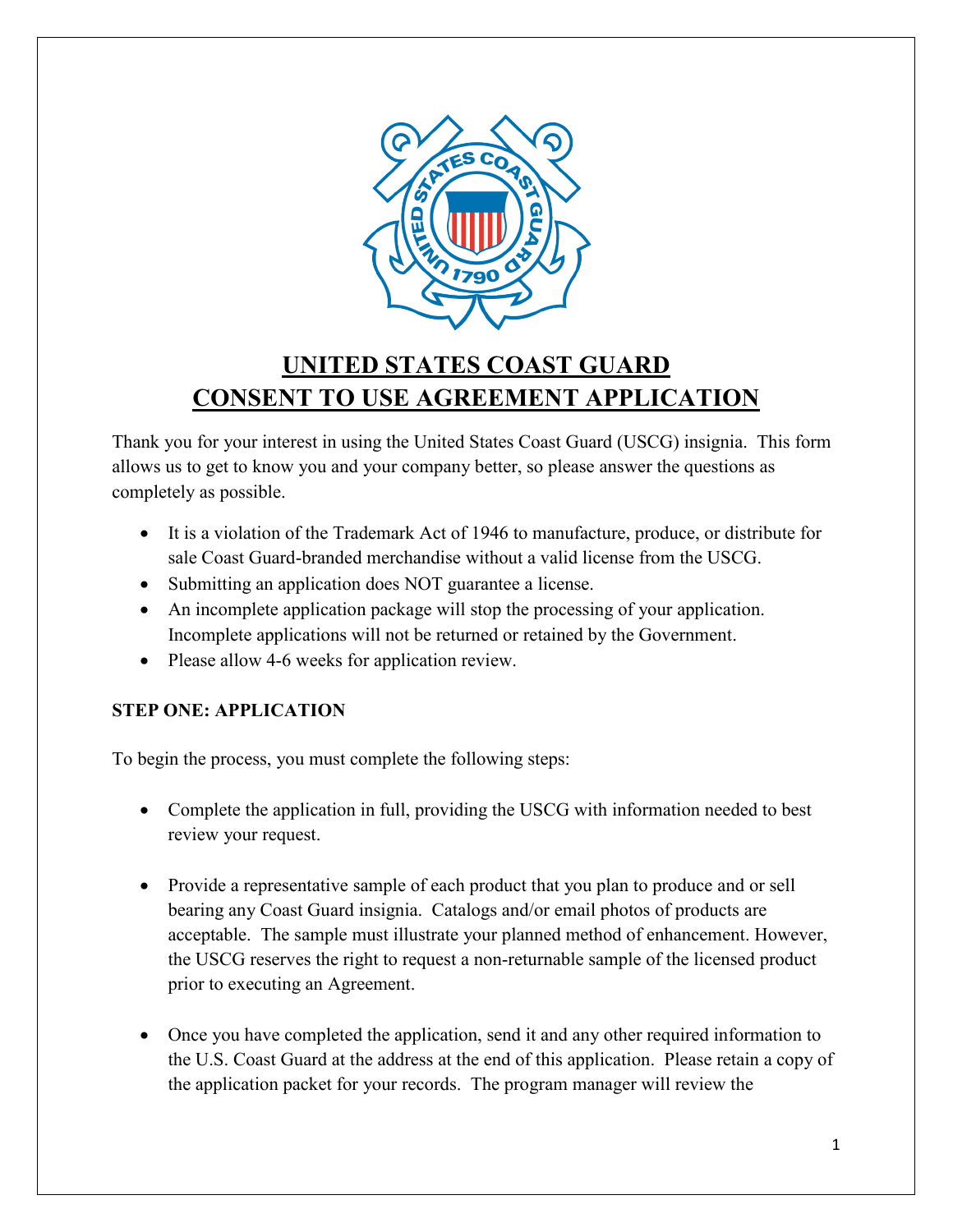# UNITED STATES COAST GUARD
# CONSENT TO USE AGREEMENT APPLICATION

Thank you for your interest in using the United States Coast Guard (USCG) insignia. This form allows us to get to know you and your company better, so please answer the questions as completely as possible.

- It is a violation of the Trademark Act of 1946 to manufacture, produce, or distribute for sale Coast Guard-branded merchandise without a valid license from the USCG.
- Submitting an application does NOT guarantee a license.
- An incomplete application package will stop the processing of your application. Incomplete applications will not be returned or retained by the Government.
- Please allow 4-6 weeks for application review.

**STEP ONE: APPLICATION**

To begin the process, you must complete the following steps:

- Complete the application in full, providing the USCG with information needed to best review your request.
- Provide a representative sample of each product that you plan to produce and or sell bearing any Coast Guard insignia. Catalogs and/or email photos of products are acceptable. The sample must illustrate your planned method of enhancement. However, the USCG reserves the right to request a non-returnable sample of the licensed product prior to executing an Agreement.
- Once you have completed the application, send it and any other required information to the U.S. Coast Guard at the address at the end of this application. Please retain a copy of the application packet for your records. The program manager will review the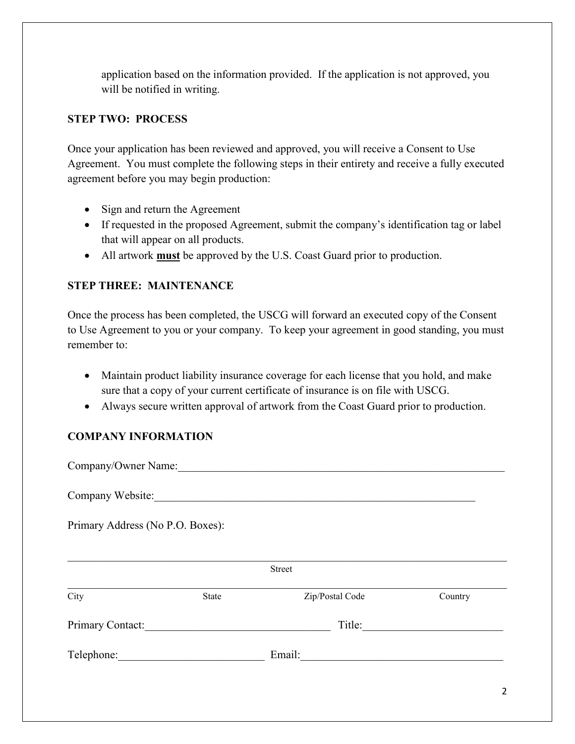application based on the information provided. If the application is not approved, you will be notified in writing.

**STEP TWO: PROCESS**

Once your application has been reviewed and approved, you will receive a Consent to Use Agreement. You must complete the following steps in their entirety and receive a fully executed agreement before you may begin production:

- Sign and return the Agreement
- If requested in the proposed Agreement, submit the company's identification tag or label that will appear on all products.
- All artwork **<u>must</u>** be approved by the U.S. Coast Guard prior to production.

**STEP THREE: MAINTENANCE**

Once the process has been completed, the USCG will forward an executed copy of the Consent to Use Agreement to you or your company. To keep your agreement in good standing, you must remember to:

- Maintain product liability insurance coverage for each license that you hold, and make sure that a copy of your current certificate of insurance is on file with USCG.
- Always secure written approval of artwork from the Coast Guard prior to production.

**COMPANY INFORMATION**

Company/Owner Name:_______________________________________________________________

Company Website:_________________________________________________________

Primary Address (No P.O. Boxes):

_______________________________________________________________________________
Street

_______________________________________________________________________________
City State Zip/Postal Code Country

Primary Contact:_________________________________ Title:________________________

Telephone:_________________________ Email:___________________________________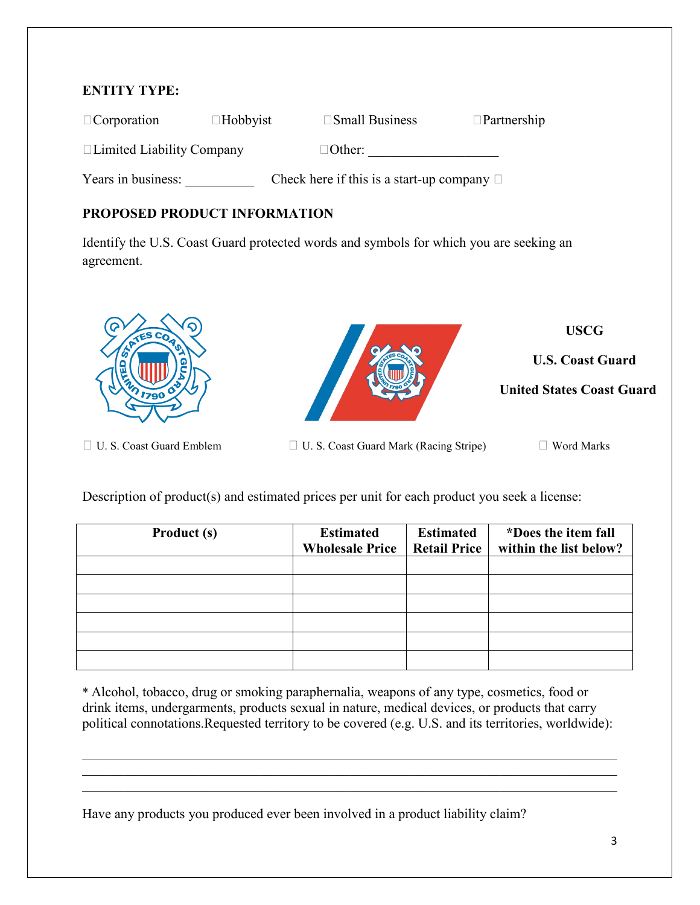**ENTITY TYPE:**

☐Corporation ☐Hobbyist ☐Small Business ☐Partnership

☐Limited Liability Company ☐Other: ___________________

Years in business: __________ Check here if this is a start-up company ☐

**PROPOSED PRODUCT INFORMATION**

Identify the U.S. Coast Guard protected words and symbols for which you are seeking an agreement.

**USCG**

**U.S. Coast Guard**

**United States Coast Guard**

☐ U. S. Coast Guard Emblem ☐ U. S. Coast Guard Mark (Racing Stripe) ☐ Word Marks

Description of product(s) and estimated prices per unit for each product you seek a license:

| Product (s) | Estimated Wholesale Price | Estimated Retail Price | *Does the item fall within the list below? |
|---|---|---|---|
| | | | |
| | | | |
| | | | |
| | | | |
| | | | |
| | | | |

* Alcohol, tobacco, drug or smoking paraphernalia, weapons of any type, cosmetics, food or drink items, undergarments, products sexual in nature, medical devices, or products that carry political connotations.Requested territory to be covered (e.g. U.S. and its territories, worldwide):

_______________________________________________________________________________

_______________________________________________________________________________

_______________________________________________________________________________

Have any products you produced ever been involved in a product liability claim?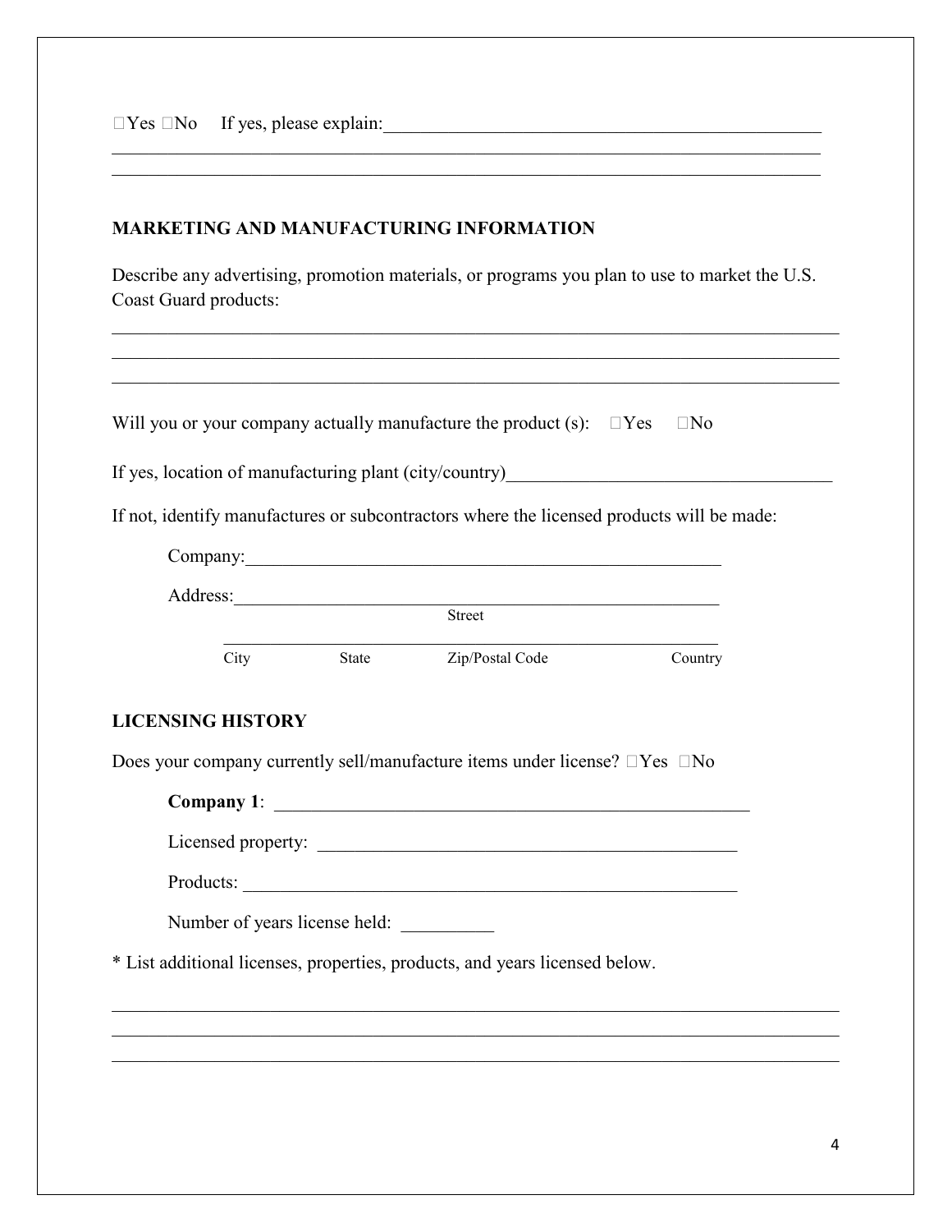☐Yes ☐No If yes, please explain:_________________________________________________
_____________________________________________________________________________
_____________________________________________________________________________

## MARKETING AND MANUFACTURING INFORMATION

Describe any advertising, promotion materials, or programs you plan to use to market the U.S. Coast Guard products:

_____________________________________________________________________________
_____________________________________________________________________________
_____________________________________________________________________________

Will you or your company actually manufacture the product (s): ☐Yes ☐No

If yes, location of manufacturing plant (city/country)___________________________________

If not, identify manufactures or subcontractors where the licensed products will be made:

Company:_____________________________________________________

Address:_____________________________________________________
Street

_____________________________________________________
City State Zip/Postal Code Country

## LICENSING HISTORY

Does your company currently sell/manufacture items under license? ☐Yes ☐No

**Company 1**: ____________________________________________________

Licensed property: ______________________________________________

Products: _______________________________________________________

Number of years license held: __________

* List additional licenses, properties, products, and years licensed below.

_____________________________________________________________________________
_____________________________________________________________________________
_____________________________________________________________________________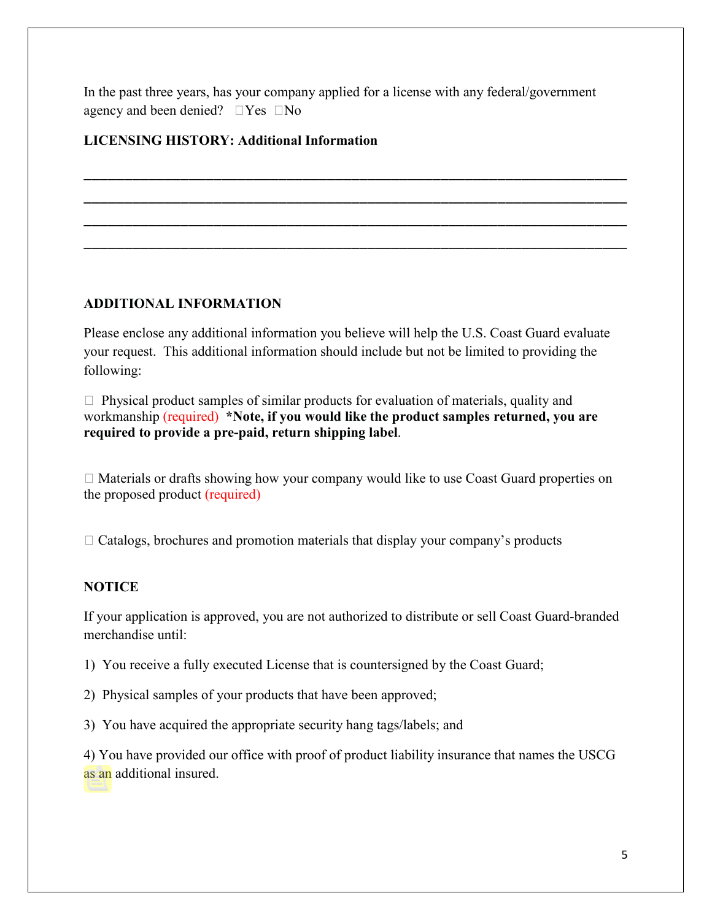In the past three years, has your company applied for a license with any federal/government agency and been denied? ☐Yes ☐No

**LICENSING HISTORY: Additional Information**

\_\_\_\_\_\_\_\_\_\_\_\_\_\_\_\_\_\_\_\_\_\_\_\_\_\_\_\_\_\_\_\_\_\_\_\_\_\_\_\_\_\_\_\_\_\_\_\_\_\_\_\_\_\_\_\_\_\_\_\_\_\_\_\_\_\_\_\_\_\_\_\_

\_\_\_\_\_\_\_\_\_\_\_\_\_\_\_\_\_\_\_\_\_\_\_\_\_\_\_\_\_\_\_\_\_\_\_\_\_\_\_\_\_\_\_\_\_\_\_\_\_\_\_\_\_\_\_\_\_\_\_\_\_\_\_\_\_\_\_\_\_\_\_\_

\_\_\_\_\_\_\_\_\_\_\_\_\_\_\_\_\_\_\_\_\_\_\_\_\_\_\_\_\_\_\_\_\_\_\_\_\_\_\_\_\_\_\_\_\_\_\_\_\_\_\_\_\_\_\_\_\_\_\_\_\_\_\_\_\_\_\_\_\_\_\_\_

\_\_\_\_\_\_\_\_\_\_\_\_\_\_\_\_\_\_\_\_\_\_\_\_\_\_\_\_\_\_\_\_\_\_\_\_\_\_\_\_\_\_\_\_\_\_\_\_\_\_\_\_\_\_\_\_\_\_\_\_\_\_\_\_\_\_\_\_\_\_\_\_

**ADDITIONAL INFORMATION**

Please enclose any additional information you believe will help the U.S. Coast Guard evaluate your request. This additional information should include but not be limited to providing the following:

☐ Physical product samples of similar products for evaluation of materials, quality and workmanship (required) ***Note, if you would like the product samples returned, you are required to provide a pre-paid, return shipping label**.

☐ Materials or drafts showing how your company would like to use Coast Guard properties on the proposed product (required)

☐ Catalogs, brochures and promotion materials that display your company's products

**NOTICE**

If your application is approved, you are not authorized to distribute or sell Coast Guard-branded merchandise until:

1) You receive a fully executed License that is countersigned by the Coast Guard;

2) Physical samples of your products that have been approved;

3) You have acquired the appropriate security hang tags/labels; and

4) You have provided our office with proof of product liability insurance that names the USCG as an additional insured.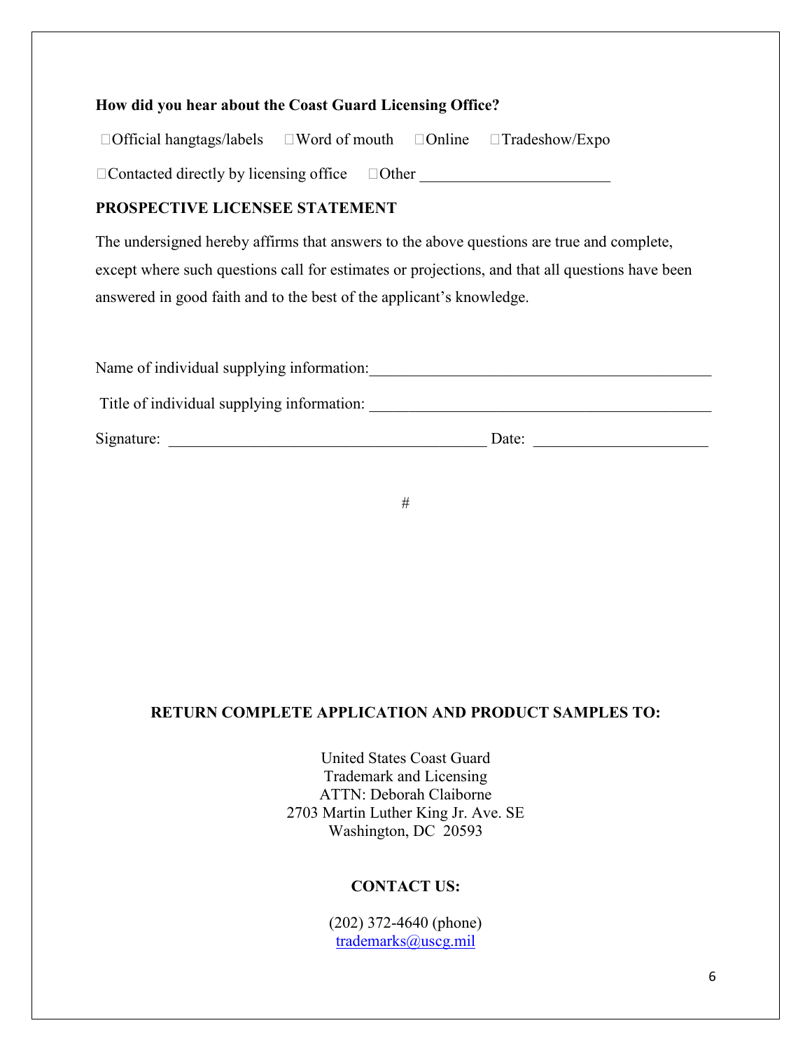**How did you hear about the Coast Guard Licensing Office?**

☐Official hangtags/labels ☐Word of mouth ☐Online ☐Tradeshow/Expo

☐Contacted directly by licensing office ☐Other ________________________

**PROSPECTIVE LICENSEE STATEMENT**

The undersigned hereby affirms that answers to the above questions are true and complete, except where such questions call for estimates or projections, and that all questions have been answered in good faith and to the best of the applicant's knowledge.

Name of individual supplying information:____________________________________________

Title of individual supplying information: ____________________________________________

Signature: ________________________________________ Date: ______________________

#

**RETURN COMPLETE APPLICATION AND PRODUCT SAMPLES TO:**

United States Coast Guard
Trademark and Licensing
ATTN: Deborah Claiborne
2703 Martin Luther King Jr. Ave. SE
Washington, DC 20593

**CONTACT US:**

(202) 372-4640 (phone)
trademarks@uscg.mil